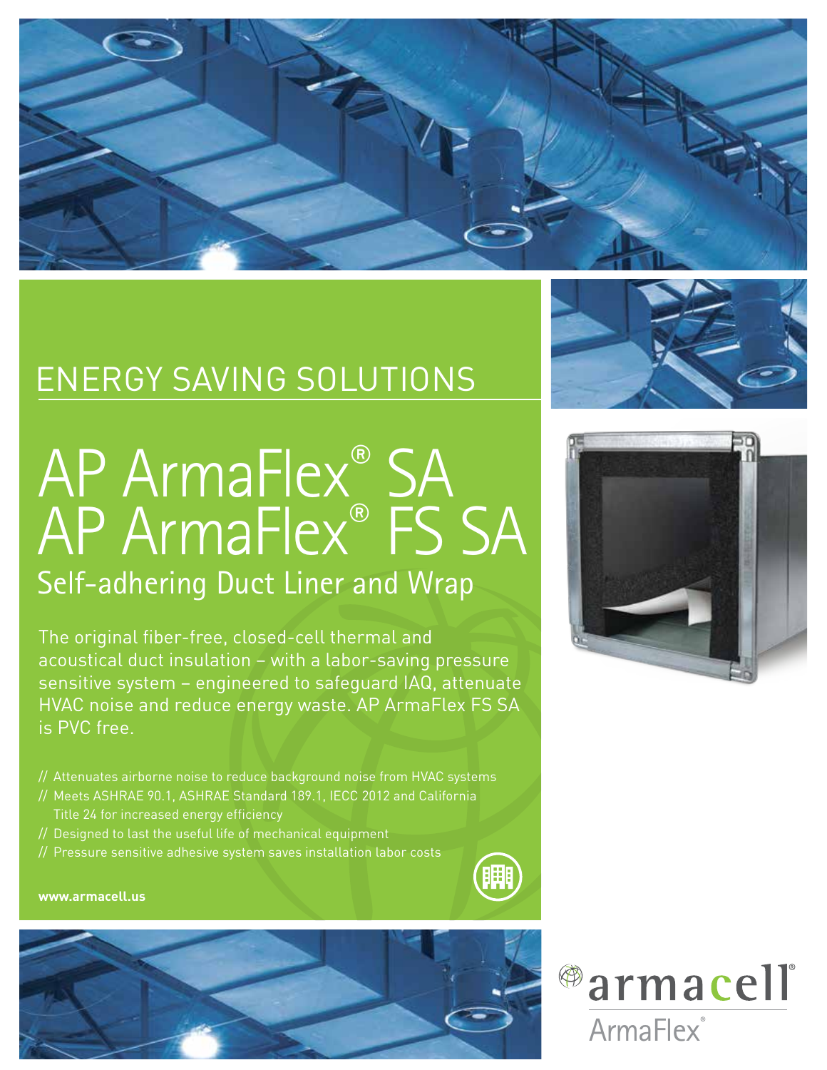ENERGY SAVING SOLUTIONS

# AP ArmaFlex® SA
# AP ArmaFlex® FS SA

## Self-adhering Duct Liner and Wrap

The original fiber-free, closed-cell thermal and acoustical duct insulation – with a labor-saving pressure sensitive system – engineered to safeguard IAQ, attenuate HVAC noise and reduce energy waste. AP ArmaFlex FS SA is PVC free.

// Attenuates airborne noise to reduce background noise from HVAC systems
// Meets ASHRAE 90.1, ASHRAE Standard 189.1, IECC 2012 and California Title 24 for increased energy efficiency
// Designed to last the useful life of mechanical equipment
// Pressure sensitive adhesive system saves installation labor costs

**www.armacell.us**

armacell
ArmaFlex®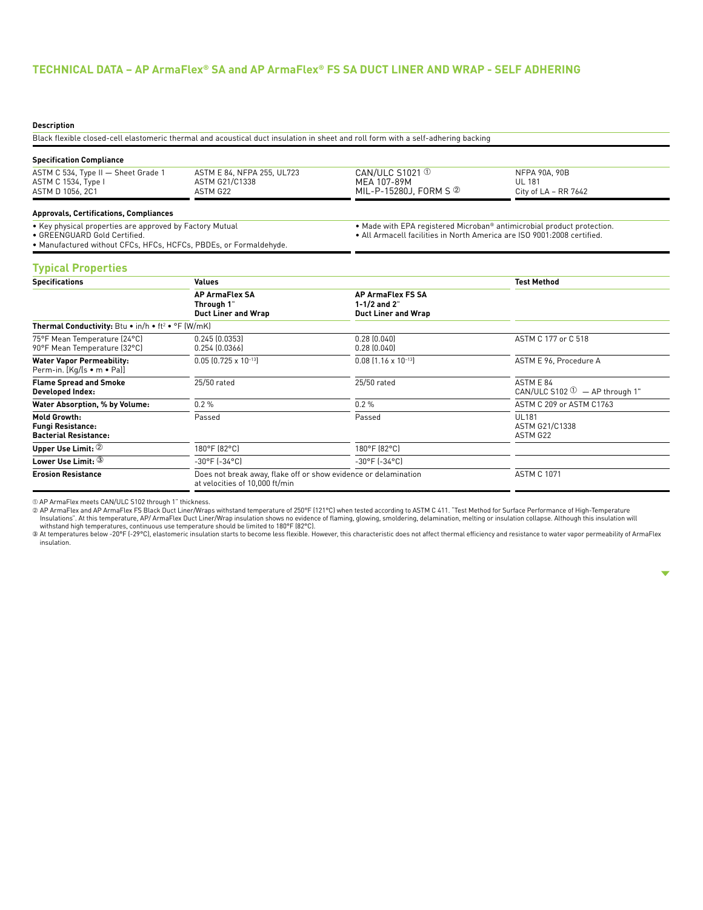## TECHNICAL DATA – AP ArmaFlex® SA and AP ArmaFlex® FS SA DUCT LINER AND WRAP - SELF ADHERING

**Description**

Black flexible closed-cell elastomeric thermal and acoustical duct insulation in sheet and roll form with a self-adhering backing

**Specification Compliance**

| | | | |
|---|---|---|---|
| ASTM C 534, Type II — Sheet Grade 1<br>ASTM C 1534, Type I<br>ASTM D 1056, 2C1 | ASTM E 84, NFPA 255, UL723<br>ASTM G21/C1338<br>ASTM G22 | CAN/ULC S1021 ①<br>MEA 107-89M<br>MIL-P-15280J, FORM S ② | NFPA 90A, 90B<br>UL 181<br>City of LA – RR 7642 |

**Approvals, Certifications, Compliances**

- Key physical properties are approved by Factory Mutual
- GREENGUARD Gold Certified.
- Manufactured without CFCs, HFCs, HCFCs, PBDEs, or Formaldehyde.
- Made with EPA registered Microban® antimicrobial product protection.
- All Armacell facilities in North America are ISO 9001:2008 certified.

## Typical Properties

| Specifications | Values | | Test Method |
|---|---|---|---|
| | **AP ArmaFlex SA Through 1" Duct Liner and Wrap** | **AP ArmaFlex FS SA 1-1/2 and 2" Duct Liner and Wrap** | |
| **Thermal Conductivity:** Btu • in/h • ft² • °F (W/mK) | | | |
| 75°F Mean Temperature (24°C)<br>90°F Mean Temperature (32°C) | 0.245 (0.0353)<br>0.254 (0.0366) | 0.28 (0.040)<br>0.28 (0.040) | ASTM C 177 or C 518 |
| **Water Vapor Permeability:** Perm-in. [Kg/(s • m • Pa)] | 0.05 ($0.725 \times 10^{-13}$) | 0.08 ($1.16 \times 10^{-13}$) | ASTM E 96, Procedure A |
| **Flame Spread and Smoke Developed Index:** | 25/50 rated | 25/50 rated | ASTM E 84<br>CAN/ULC S102 ① — AP through 1" |
| **Water Absorption, % by Volume:** | 0.2 % | 0.2 % | ASTM C 209 or ASTM C1763 |
| **Mold Growth: Fungi Resistance: Bacterial Resistance:** | Passed | Passed | UL181<br>ASTM G21/C1338<br>ASTM G22 |
| **Upper Use Limit:** ② | 180°F (82°C) | 180°F (82°C) | |
| **Lower Use Limit:** ③ | -30°F (-34°C) | -30°F (-34°C) | |
| **Erosion Resistance** | Does not break away, flake off or show evidence or delamination at velocities of 10,000 ft/min | | ASTM C 1071 |

① AP ArmaFlex meets CAN/ULC S102 through 1" thickness.

② AP ArmaFlex and AP ArmaFlex FS Black Duct Liner/Wraps withstand temperature of 250°F (121°C) when tested according to ASTM C 411. "Test Method for Surface Performance of High-Temperature Insulations". At this temperature, AP/ ArmaFlex Duct Liner/Wrap insulation shows no evidence of flaming, glowing, smoldering, delamination, melting or insulation collapse. Although this insulation will withstand high temperatures, continuous use temperature should be limited to 180°F (82°C).

③ At temperatures below -20°F (-29°C), elastomeric insulation starts to become less flexible. However, this characteristic does not affect thermal efficiency and resistance to water vapor permeability of ArmaFlex insulation.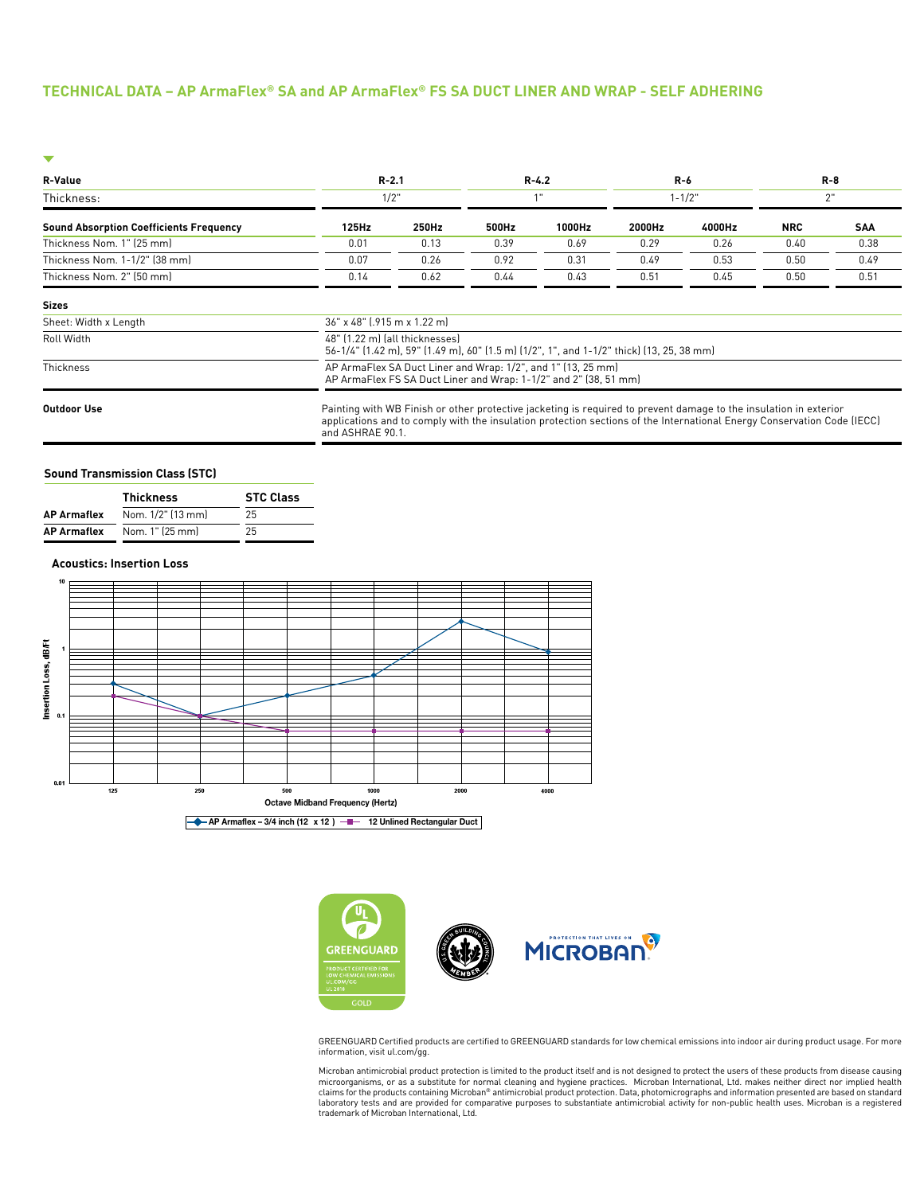## TECHNICAL DATA – AP ArmaFlex® SA and AP ArmaFlex® FS SA DUCT LINER AND WRAP - SELF ADHERING

| R-Value | R-2.1 | | R-4.2 | | R-6 | | R-8 | |
|---|---|---|---|---|---|---|---|---|
| Thickness: | 1/2" | | 1" | | 1-1/2" | | 2" | |
| **Sound Absorption Coefficients Frequency** | **125Hz** | **250Hz** | **500Hz** | **1000Hz** | **2000Hz** | **4000Hz** | **NRC** | **SAA** |
| Thickness Nom. 1" (25 mm) | 0.01 | 0.13 | 0.39 | 0.69 | 0.29 | 0.26 | 0.40 | 0.38 |
| Thickness Nom. 1-1/2" (38 mm) | 0.07 | 0.26 | 0.92 | 0.31 | 0.49 | 0.53 | 0.50 | 0.49 |
| Thickness Nom. 2" (50 mm) | 0.14 | 0.62 | 0.44 | 0.43 | 0.51 | 0.45 | 0.50 | 0.51 |

| **Sizes** | |
|---|---|
| Sheet: Width x Length | 36" x 48" (.915 m x 1.22 m) |
| Roll Width | 48" (1.22 m) (all thicknesses)<br>56-1/4" (1.42 m), 59" (1.49 m), 60" (1.5 m) (1/2", 1", and 1-1/2" thick) (13, 25, 38 mm) |
| Thickness | AP ArmaFlex SA Duct Liner and Wrap: 1/2", and 1" (13, 25 mm)<br>AP ArmaFlex FS SA Duct Liner and Wrap: 1-1/2" and 2" (38, 51 mm) |
| **Outdoor Use** | Painting with WB Finish or other protective jacketing is required to prevent damage to the insulation in exterior applications and to comply with the insulation protection sections of the International Energy Conservation Code (IECC) and ASHRAE 90.1. |

### Sound Transmission Class (STC)

| | Thickness | STC Class |
|---|---|---|
| **AP Armaflex** | Nom. 1/2" (13 mm) | 25 |
| **AP Armaflex** | Nom. 1" (25 mm) | 25 |

### Acoustics: Insertion Loss

Insertion Loss, dB/Ft vs. Octave Midband Frequency (Hertz)

Legend: AP Armaflex – 3/4 inch (12 x 12 ) — 12 Unlined Rectangular Duct

GREENGUARD Certified products are certified to GREENGUARD standards for low chemical emissions into indoor air during product usage. For more information, visit ul.com/gg.

Microban antimicrobial product protection is limited to the product itself and is not designed to protect the users of these products from disease causing microorganisms, or as a substitute for normal cleaning and hygiene practices. Microban International, Ltd. makes neither direct nor implied health claims for the products containing Microban® antimicrobial product protection. Data, photomicrographs and information presented are based on standard laboratory tests and are provided for comparative purposes to substantiate antimicrobial activity for non-public health uses. Microban is a registered trademark of Microban International, Ltd.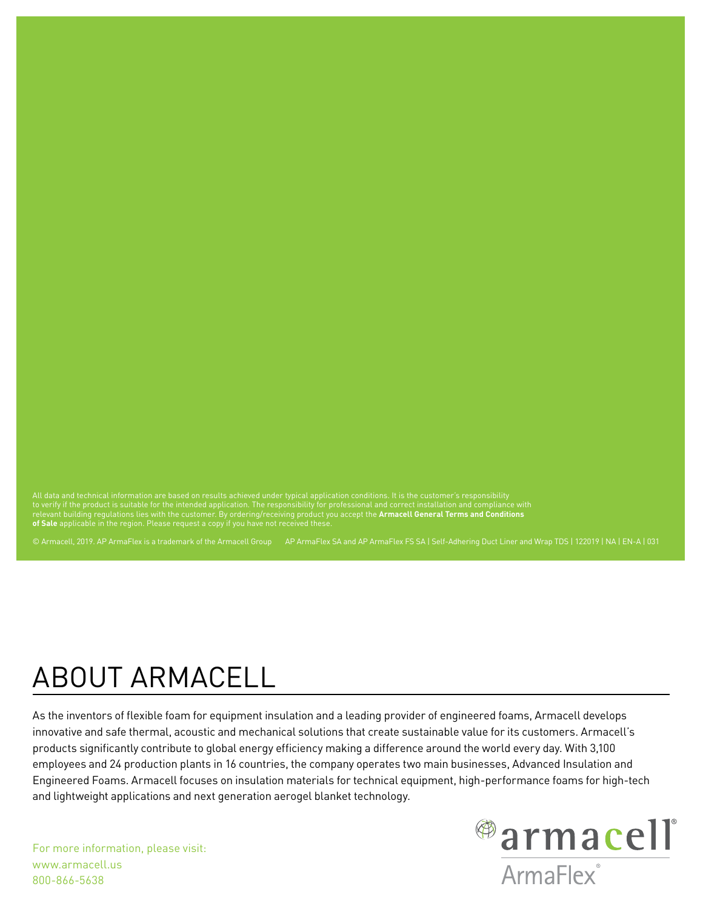All data and technical information are based on results achieved under typical application conditions. It is the customer's responsibility to verify if the product is suitable for the intended application. The responsibility for professional and correct installation and compliance with relevant building regulations lies with the customer. By ordering/receiving product you accept the **Armacell General Terms and Conditions of Sale** applicable in the region. Please request a copy if you have not received these.

© Armacell, 2019. AP ArmaFlex is a trademark of the Armacell Group AP ArmaFlex SA and AP ArmaFlex FS SA | Self-Adhering Duct Liner and Wrap TDS | 122019 | NA | EN-A | 031

# ABOUT ARMACELL

As the inventors of flexible foam for equipment insulation and a leading provider of engineered foams, Armacell develops innovative and safe thermal, acoustic and mechanical solutions that create sustainable value for its customers. Armacell's products significantly contribute to global energy efficiency making a difference around the world every day. With 3,100 employees and 24 production plants in 16 countries, the company operates two main businesses, Advanced Insulation and Engineered Foams. Armacell focuses on insulation materials for technical equipment, high-performance foams for high-tech and lightweight applications and next generation aerogel blanket technology.

For more information, please visit:
www.armacell.us
800-866-5638

armacell®
ArmaFlex®